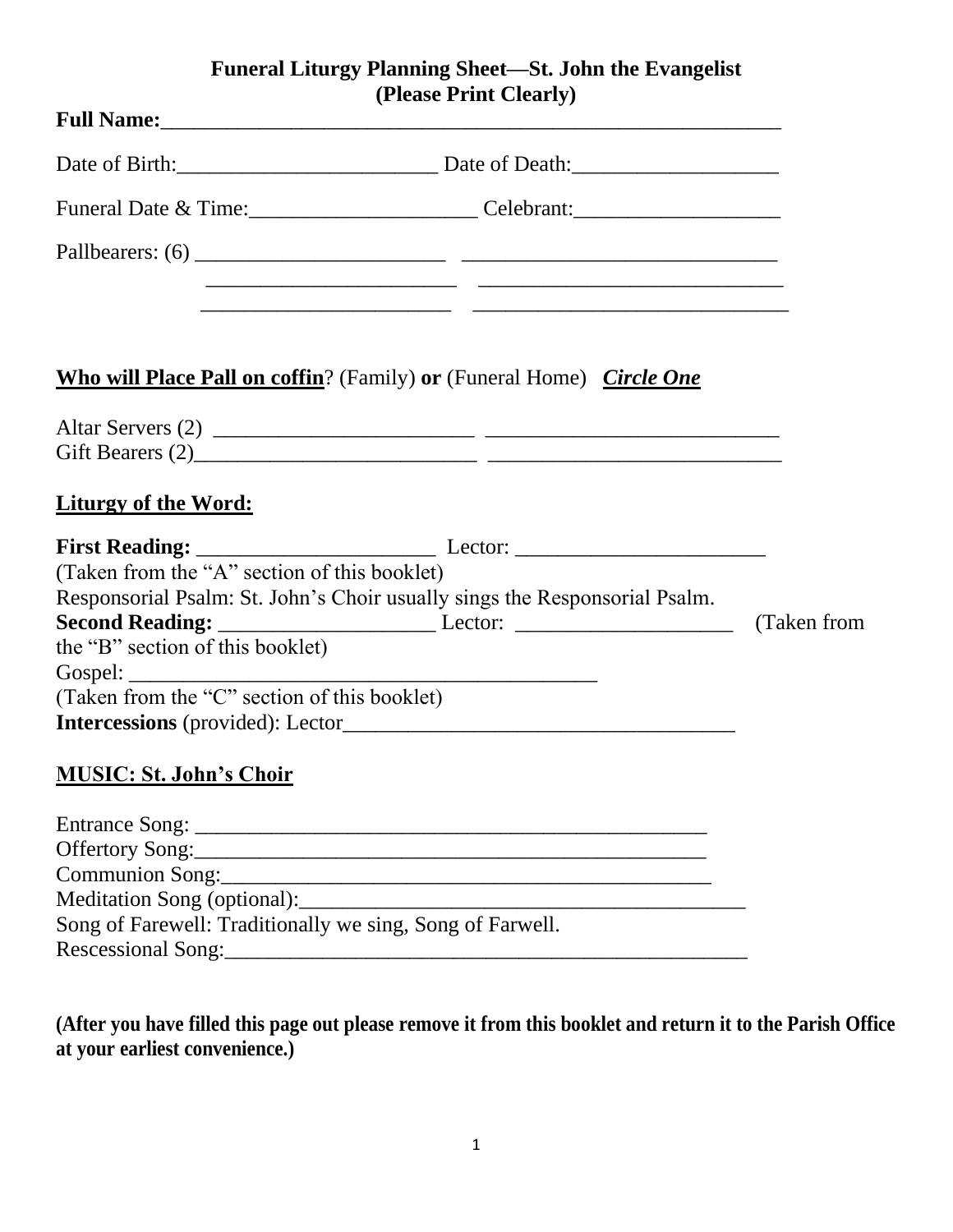# Funeral Liturgy Planning Sheet—St. John the Evangelist
**(Please Print Clearly)**

**Full Name:**___________________________________________________________

Date of Birth:________________________ Date of Death:___________________

Funeral Date & Time:_____________________ Celebrant:___________________

Pallbearers: (6) _______________________ _____________________________

_______________________ _____________________________

_______________________ _____________________________

**<u>Who will Place Pall on coffin</u>**? (Family) **or** (Funeral Home) ***<u>Circle One</u>***

Altar Servers (2) ________________________ ___________________________

Gift Bearers (2)__________________________ ___________________________

## <u>Liturgy of the Word:</u>

**First Reading:** ______________________ Lector: _______________________

(Taken from the "A" section of this booklet)

Responsorial Psalm: St. John's Choir usually sings the Responsorial Psalm.

**Second Reading:** ____________________ Lector: ____________________ (Taken from the "B" section of this booklet)

Gospel: ___________________________________________

(Taken from the "C" section of this booklet)

**Intercessions** (provided): Lector____________________________________

## <u>MUSIC: St. John's Choir</u>

Entrance Song: ________________________________________________

Offertory Song:________________________________________________

Communion Song:_______________________________________________

Meditation Song (optional):__________________________________________

Song of Farewell: Traditionally we sing, Song of Farwell.

Rescessional Song:_________________________________________________

**(After you have filled this page out please remove it from this booklet and return it to the Parish Office at your earliest convenience.)**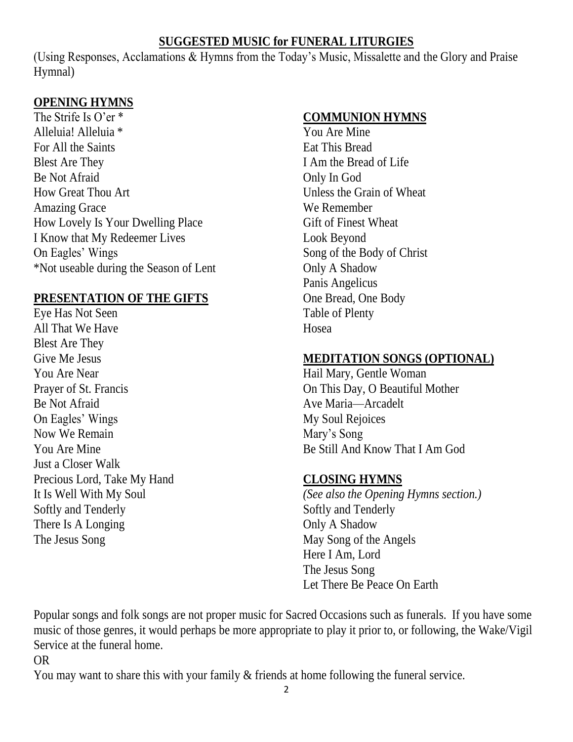## SUGGESTED MUSIC for FUNERAL LITURGIES

(Using Responses, Acclamations & Hymns from the Today's Music, Missalette and the Glory and Praise Hymnal)

### OPENING HYMNS

The Strife Is O'er *  
Alleluia! Alleluia *  
For All the Saints  
Blest Are They  
Be Not Afraid  
How Great Thou Art  
Amazing Grace  
How Lovely Is Your Dwelling Place  
I Know that My Redeemer Lives  
On Eagles' Wings  
*Not useable during the Season of Lent

### PRESENTATION OF THE GIFTS

Eye Has Not Seen  
All That We Have  
Blest Are They  
Give Me Jesus  
You Are Near  
Prayer of St. Francis  
Be Not Afraid  
On Eagles' Wings  
Now We Remain  
You Are Mine  
Just a Closer Walk  
Precious Lord, Take My Hand  
It Is Well With My Soul  
Softly and Tenderly  
There Is A Longing  
The Jesus Song

### COMMUNION HYMNS

You Are Mine  
Eat This Bread  
I Am the Bread of Life  
Only In God  
Unless the Grain of Wheat  
We Remember  
Gift of Finest Wheat  
Look Beyond  
Song of the Body of Christ  
Only A Shadow  
Panis Angelicus  
One Bread, One Body  
Table of Plenty  
Hosea

### MEDITATION SONGS (OPTIONAL)

Hail Mary, Gentle Woman  
On This Day, O Beautiful Mother  
Ave Maria—Arcadelt  
My Soul Rejoices  
Mary's Song  
Be Still And Know That I Am God

### CLOSING HYMNS

*(See also the Opening Hymns section.)*  
Softly and Tenderly  
Only A Shadow  
May Song of the Angels  
Here I Am, Lord  
The Jesus Song  
Let There Be Peace On Earth

Popular songs and folk songs are not proper music for Sacred Occasions such as funerals. If you have some music of those genres, it would perhaps be more appropriate to play it prior to, or following, the Wake/Vigil Service at the funeral home.

OR

You may want to share this with your family & friends at home following the funeral service.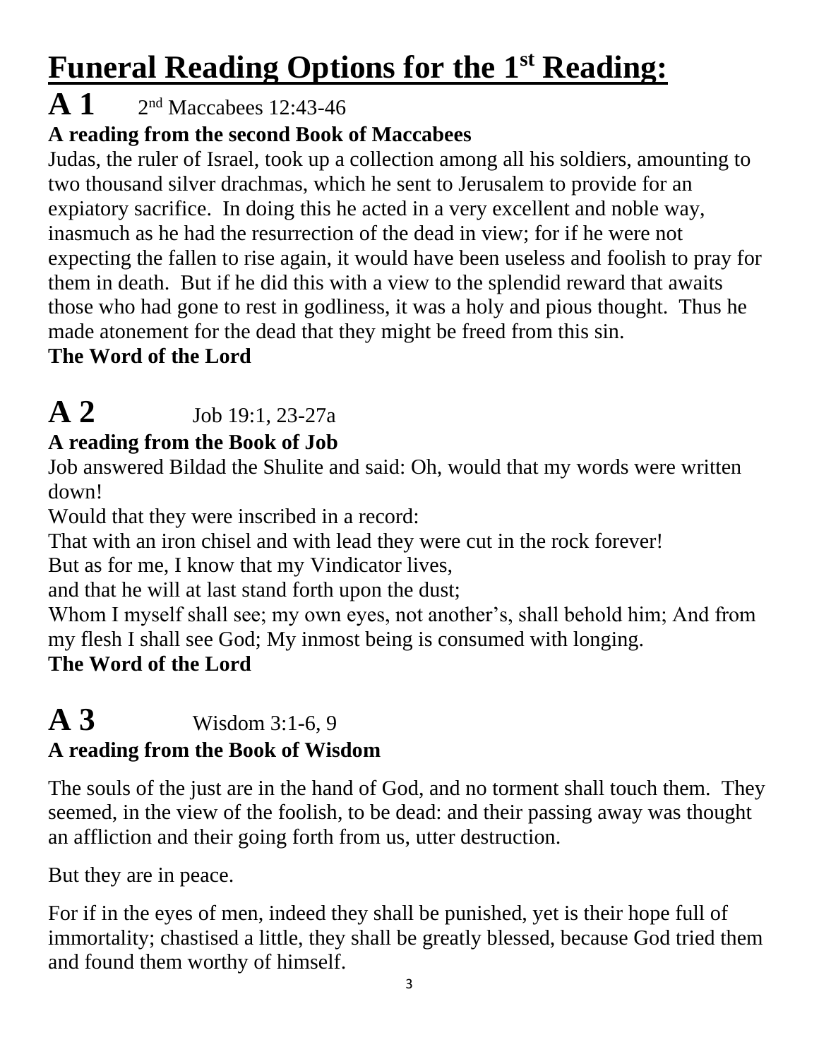# Funeral Reading Options for the 1st Reading:

## A 1 2nd Maccabees 12:43-46

**A reading from the second Book of Maccabees**

Judas, the ruler of Israel, took up a collection among all his soldiers, amounting to two thousand silver drachmas, which he sent to Jerusalem to provide for an expiatory sacrifice. In doing this he acted in a very excellent and noble way, inasmuch as he had the resurrection of the dead in view; for if he were not expecting the fallen to rise again, it would have been useless and foolish to pray for them in death. But if he did this with a view to the splendid reward that awaits those who had gone to rest in godliness, it was a holy and pious thought. Thus he made atonement for the dead that they might be freed from this sin.

**The Word of the Lord**

## A 2 Job 19:1, 23-27a

**A reading from the Book of Job**

Job answered Bildad the Shulite and said: Oh, would that my words were written down!

Would that they were inscribed in a record:

That with an iron chisel and with lead they were cut in the rock forever!

But as for me, I know that my Vindicator lives,

and that he will at last stand forth upon the dust;

Whom I myself shall see; my own eyes, not another's, shall behold him; And from my flesh I shall see God; My inmost being is consumed with longing.

**The Word of the Lord**

## A 3 Wisdom 3:1-6, 9

**A reading from the Book of Wisdom**

The souls of the just are in the hand of God, and no torment shall touch them. They seemed, in the view of the foolish, to be dead: and their passing away was thought an affliction and their going forth from us, utter destruction.

But they are in peace.

For if in the eyes of men, indeed they shall be punished, yet is their hope full of immortality; chastised a little, they shall be greatly blessed, because God tried them and found them worthy of himself.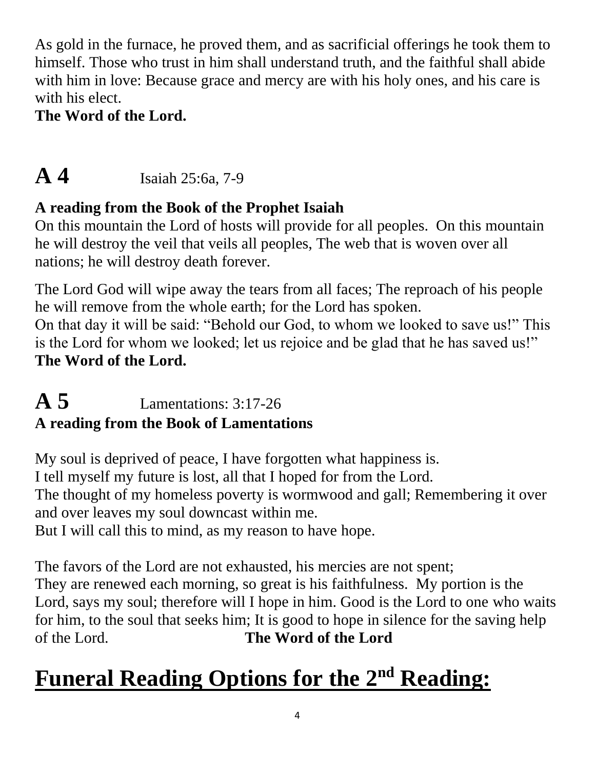As gold in the furnace, he proved them, and as sacrificial offerings he took them to himself. Those who trust in him shall understand truth, and the faithful shall abide with him in love: Because grace and mercy are with his holy ones, and his care is with his elect.

**The Word of the Lord.**

# A 4 Isaiah 25:6a, 7-9

**A reading from the Book of the Prophet Isaiah**

On this mountain the Lord of hosts will provide for all peoples. On this mountain he will destroy the veil that veils all peoples, The web that is woven over all nations; he will destroy death forever.

The Lord God will wipe away the tears from all faces; The reproach of his people he will remove from the whole earth; for the Lord has spoken.
On that day it will be said: "Behold our God, to whom we looked to save us!" This is the Lord for whom we looked; let us rejoice and be glad that he has saved us!"

**The Word of the Lord.**

# A 5 Lamentations: 3:17-26

**A reading from the Book of Lamentations**

My soul is deprived of peace, I have forgotten what happiness is.
I tell myself my future is lost, all that I hoped for from the Lord.
The thought of my homeless poverty is wormwood and gall; Remembering it over and over leaves my soul downcast within me.
But I will call this to mind, as my reason to have hope.

The favors of the Lord are not exhausted, his mercies are not spent;
They are renewed each morning, so great is his faithfulness. My portion is the Lord, says my soul; therefore will I hope in him. Good is the Lord to one who waits for him, to the soul that seeks him; It is good to hope in silence for the saving help of the Lord. **The Word of the Lord**

# <u>Funeral Reading Options for the 2nd Reading:</u>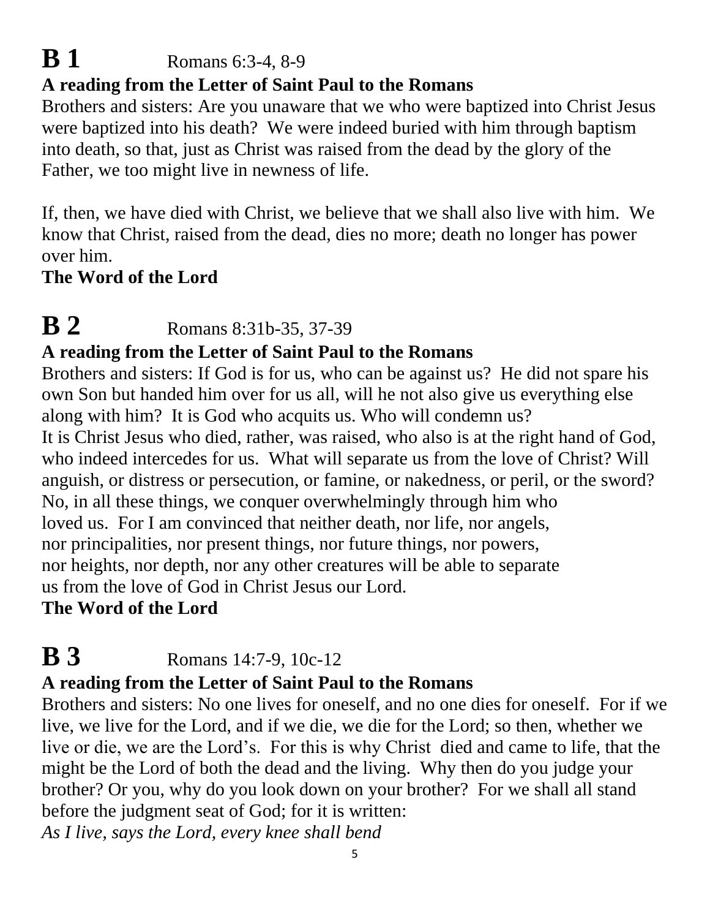# B 1 Romans 6:3-4, 8-9

**A reading from the Letter of Saint Paul to the Romans**

Brothers and sisters: Are you unaware that we who were baptized into Christ Jesus were baptized into his death? We were indeed buried with him through baptism into death, so that, just as Christ was raised from the dead by the glory of the Father, we too might live in newness of life.

If, then, we have died with Christ, we believe that we shall also live with him. We know that Christ, raised from the dead, dies no more; death no longer has power over him.

**The Word of the Lord**

# B 2 Romans 8:31b-35, 37-39

**A reading from the Letter of Saint Paul to the Romans**

Brothers and sisters: If God is for us, who can be against us? He did not spare his own Son but handed him over for us all, will he not also give us everything else along with him? It is God who acquits us. Who will condemn us?
It is Christ Jesus who died, rather, was raised, who also is at the right hand of God, who indeed intercedes for us. What will separate us from the love of Christ? Will anguish, or distress or persecution, or famine, or nakedness, or peril, or the sword? No, in all these things, we conquer overwhelmingly through him who loved us. For I am convinced that neither death, nor life, nor angels, nor principalities, nor present things, nor future things, nor powers, nor heights, nor depth, nor any other creatures will be able to separate us from the love of God in Christ Jesus our Lord.

**The Word of the Lord**

# B 3 Romans 14:7-9, 10c-12

**A reading from the Letter of Saint Paul to the Romans**

Brothers and sisters: No one lives for oneself, and no one dies for oneself. For if we live, we live for the Lord, and if we die, we die for the Lord; so then, whether we live or die, we are the Lord's. For this is why Christ died and came to life, that the might be the Lord of both the dead and the living. Why then do you judge your brother? Or you, why do you look down on your brother? For we shall all stand before the judgment seat of God; for it is written:

*As I live, says the Lord, every knee shall bend*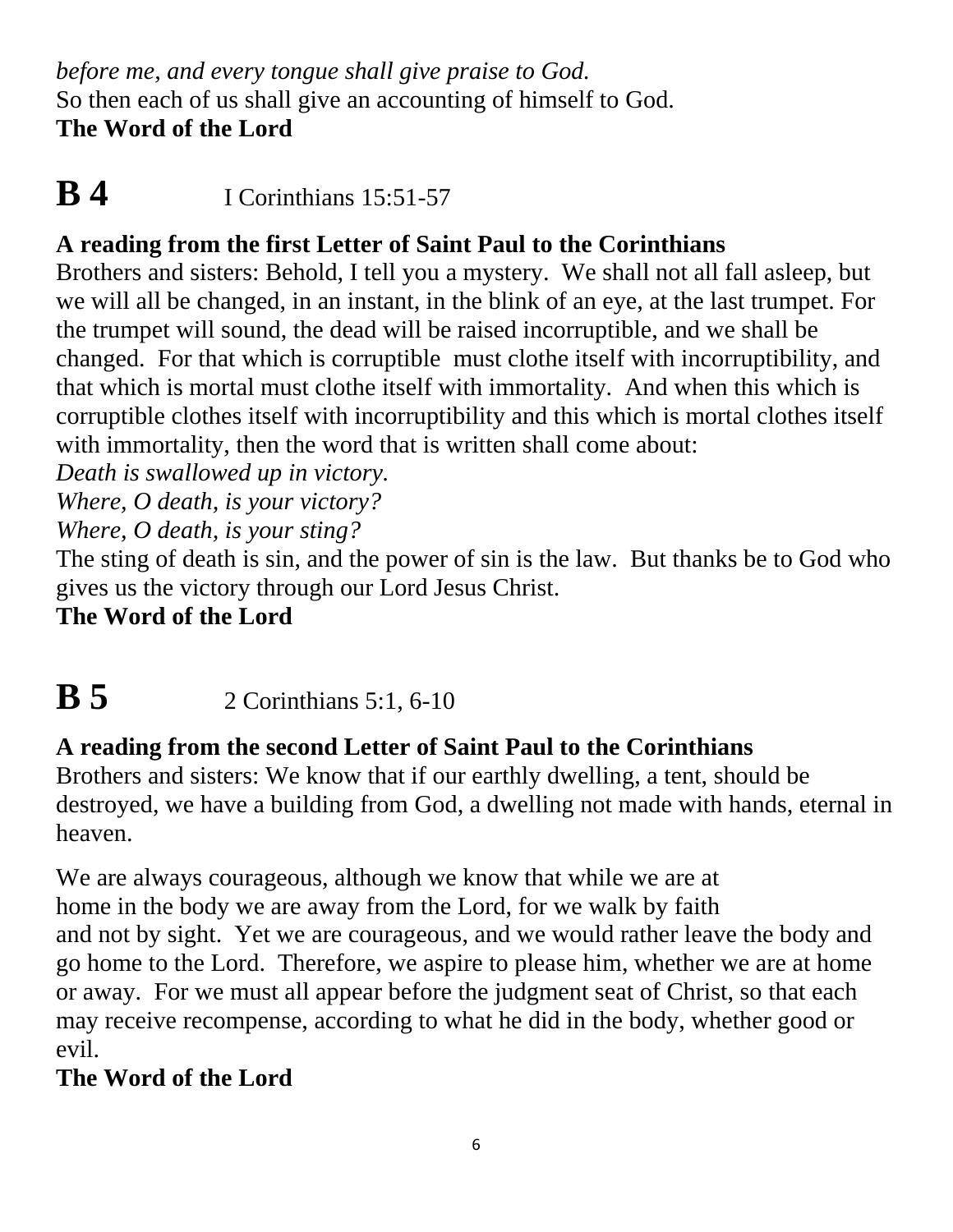*before me, and every tongue shall give praise to God.*
So then each of us shall give an accounting of himself to God.
**The Word of the Lord**

# B 4 I Corinthians 15:51-57

**A reading from the first Letter of Saint Paul to the Corinthians**
Brothers and sisters: Behold, I tell you a mystery. We shall not all fall asleep, but we will all be changed, in an instant, in the blink of an eye, at the last trumpet. For the trumpet will sound, the dead will be raised incorruptible, and we shall be changed. For that which is corruptible must clothe itself with incorruptibility, and that which is mortal must clothe itself with immortality. And when this which is corruptible clothes itself with incorruptibility and this which is mortal clothes itself with immortality, then the word that is written shall come about:
*Death is swallowed up in victory.*
*Where, O death, is your victory?*
*Where, O death, is your sting?*
The sting of death is sin, and the power of sin is the law. But thanks be to God who gives us the victory through our Lord Jesus Christ.
**The Word of the Lord**

# B 5 2 Corinthians 5:1, 6-10

**A reading from the second Letter of Saint Paul to the Corinthians**
Brothers and sisters: We know that if our earthly dwelling, a tent, should be destroyed, we have a building from God, a dwelling not made with hands, eternal in heaven.

We are always courageous, although we know that while we are at home in the body we are away from the Lord, for we walk by faith and not by sight. Yet we are courageous, and we would rather leave the body and go home to the Lord. Therefore, we aspire to please him, whether we are at home or away. For we must all appear before the judgment seat of Christ, so that each may receive recompense, according to what he did in the body, whether good or evil.
**The Word of the Lord**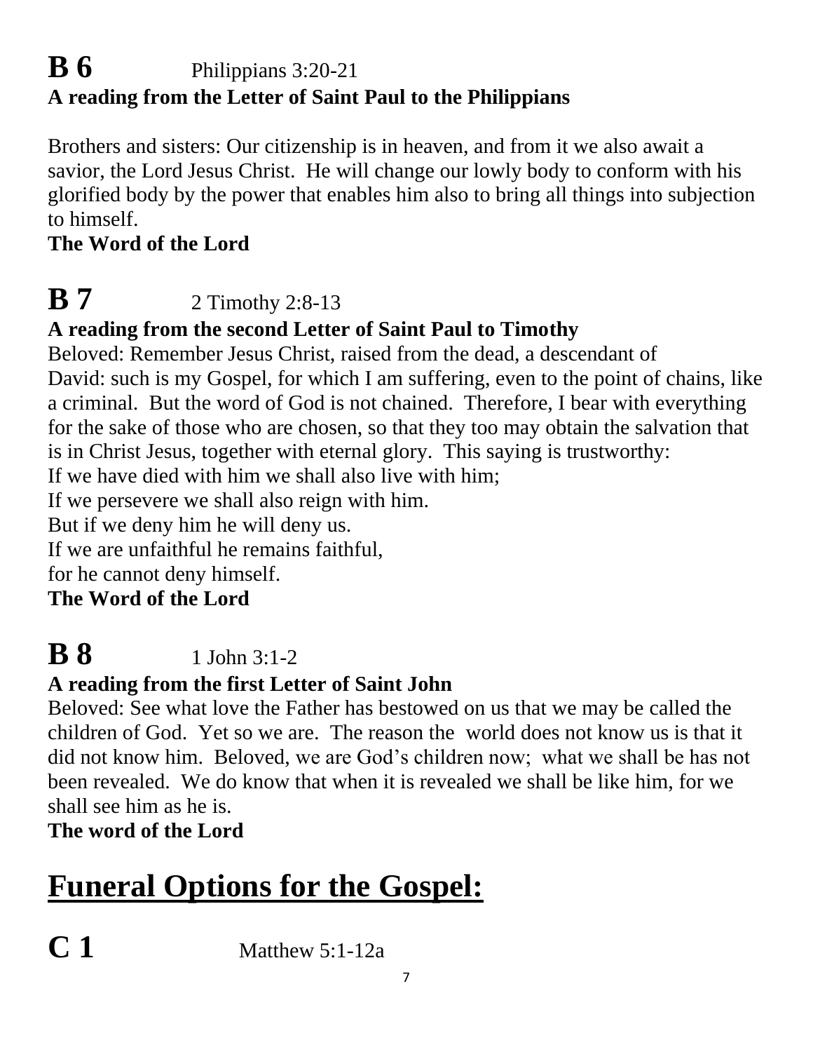**B 6** Philippians 3:20-21

**A reading from the Letter of Saint Paul to the Philippians**

Brothers and sisters: Our citizenship is in heaven, and from it we also await a savior, the Lord Jesus Christ. He will change our lowly body to conform with his glorified body by the power that enables him also to bring all things into subjection to himself.

**The Word of the Lord**

**B 7** 2 Timothy 2:8-13

**A reading from the second Letter of Saint Paul to Timothy**

Beloved: Remember Jesus Christ, raised from the dead, a descendant of David: such is my Gospel, for which I am suffering, even to the point of chains, like a criminal. But the word of God is not chained. Therefore, I bear with everything for the sake of those who are chosen, so that they too may obtain the salvation that is in Christ Jesus, together with eternal glory. This saying is trustworthy:

If we have died with him we shall also live with him;
If we persevere we shall also reign with him.
But if we deny him he will deny us.
If we are unfaithful he remains faithful,
for he cannot deny himself.

**The Word of the Lord**

**B 8** 1 John 3:1-2

**A reading from the first Letter of Saint John**

Beloved: See what love the Father has bestowed on us that we may be called the children of God. Yet so we are. The reason the world does not know us is that it did not know him. Beloved, we are God's children now; what we shall be has not been revealed. We do know that when it is revealed we shall be like him, for we shall see him as he is.

**The word of the Lord**

# Funeral Options for the Gospel:

**C 1** Matthew 5:1-12a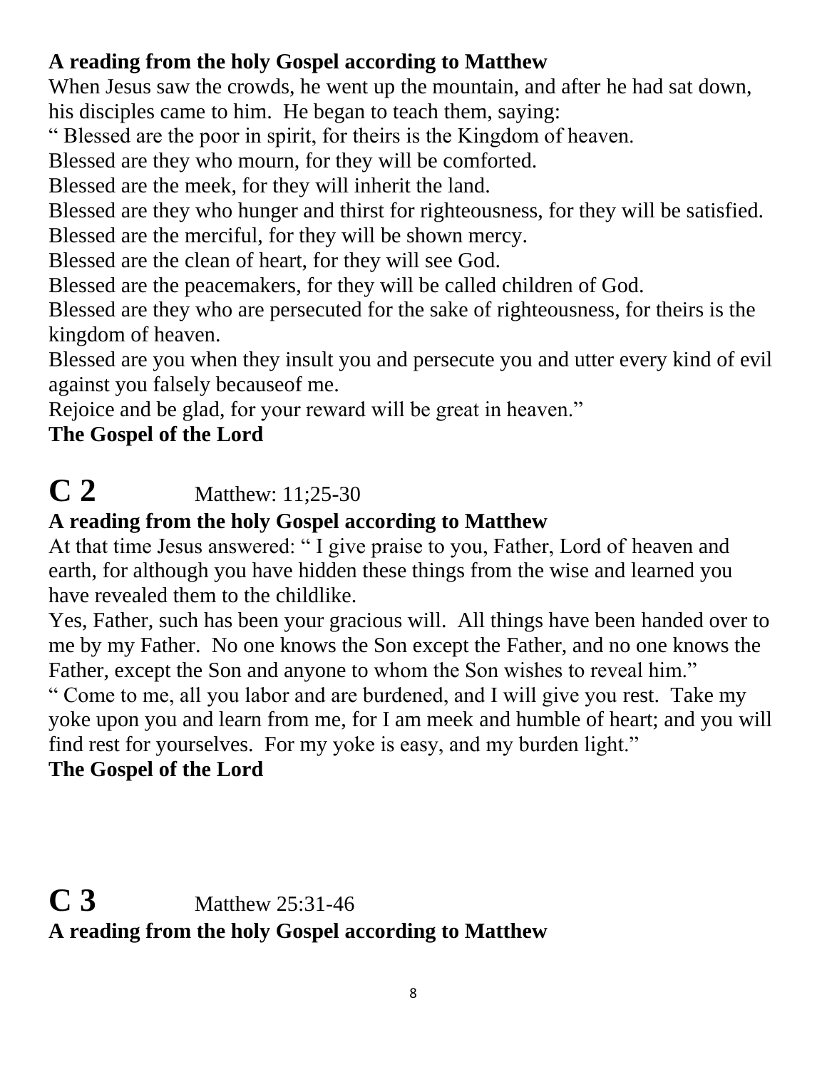**A reading from the holy Gospel according to Matthew**

When Jesus saw the crowds, he went up the mountain, and after he had sat down, his disciples came to him. He began to teach them, saying:

" Blessed are the poor in spirit, for theirs is the Kingdom of heaven.

Blessed are they who mourn, for they will be comforted.

Blessed are the meek, for they will inherit the land.

Blessed are they who hunger and thirst for righteousness, for they will be satisfied.

Blessed are the merciful, for they will be shown mercy.

Blessed are the clean of heart, for they will see God.

Blessed are the peacemakers, for they will be called children of God.

Blessed are they who are persecuted for the sake of righteousness, for theirs is the kingdom of heaven.

Blessed are you when they insult you and persecute you and utter every kind of evil against you falsely becauseof me.

Rejoice and be glad, for your reward will be great in heaven."

**The Gospel of the Lord**

# C 2 Matthew: 11;25-30

**A reading from the holy Gospel according to Matthew**

At that time Jesus answered: " I give praise to you, Father, Lord of heaven and earth, for although you have hidden these things from the wise and learned you have revealed them to the childlike.

Yes, Father, such has been your gracious will. All things have been handed over to me by my Father. No one knows the Son except the Father, and no one knows the Father, except the Son and anyone to whom the Son wishes to reveal him."

" Come to me, all you labor and are burdened, and I will give you rest. Take my yoke upon you and learn from me, for I am meek and humble of heart; and you will find rest for yourselves. For my yoke is easy, and my burden light."

**The Gospel of the Lord**

# C 3 Matthew 25:31-46

**A reading from the holy Gospel according to Matthew**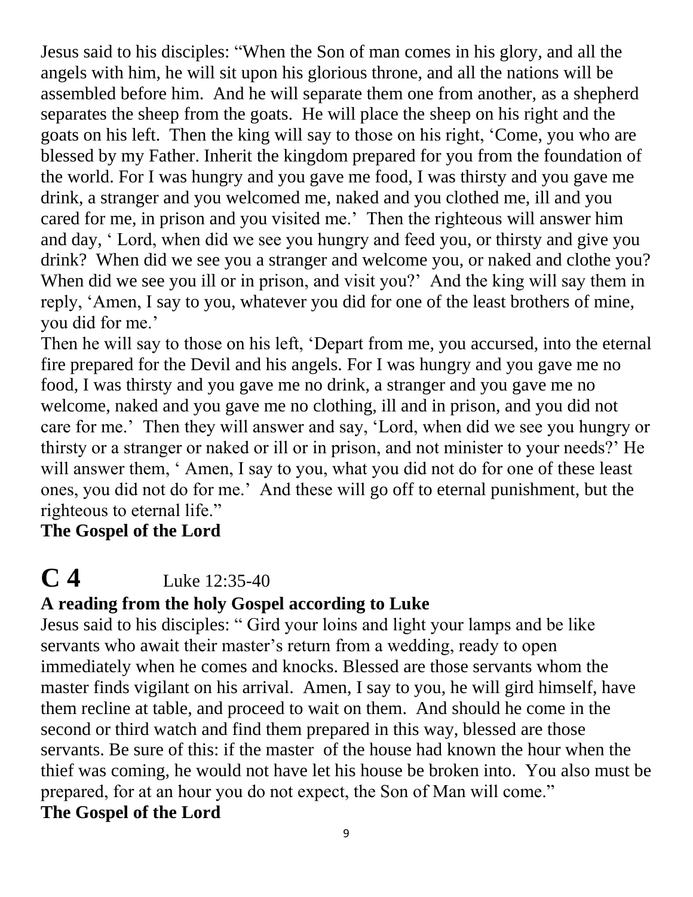Jesus said to his disciples: "When the Son of man comes in his glory, and all the angels with him, he will sit upon his glorious throne, and all the nations will be assembled before him. And he will separate them one from another, as a shepherd separates the sheep from the goats. He will place the sheep on his right and the goats on his left. Then the king will say to those on his right, 'Come, you who are blessed by my Father. Inherit the kingdom prepared for you from the foundation of the world. For I was hungry and you gave me food, I was thirsty and you gave me drink, a stranger and you welcomed me, naked and you clothed me, ill and you cared for me, in prison and you visited me.' Then the righteous will answer him and day, ' Lord, when did we see you hungry and feed you, or thirsty and give you drink? When did we see you a stranger and welcome you, or naked and clothe you? When did we see you ill or in prison, and visit you?' And the king will say them in reply, 'Amen, I say to you, whatever you did for one of the least brothers of mine, you did for me.'

Then he will say to those on his left, 'Depart from me, you accursed, into the eternal fire prepared for the Devil and his angels. For I was hungry and you gave me no food, I was thirsty and you gave me no drink, a stranger and you gave me no welcome, naked and you gave me no clothing, ill and in prison, and you did not care for me.' Then they will answer and say, 'Lord, when did we see you hungry or thirsty or a stranger or naked or ill or in prison, and not minister to your needs?' He will answer them, ' Amen, I say to you, what you did not do for one of these least ones, you did not do for me.' And these will go off to eternal punishment, but the righteous to eternal life."

**The Gospel of the Lord**

# C 4 Luke 12:35-40

**A reading from the holy Gospel according to Luke**

Jesus said to his disciples: " Gird your loins and light your lamps and be like servants who await their master's return from a wedding, ready to open immediately when he comes and knocks. Blessed are those servants whom the master finds vigilant on his arrival. Amen, I say to you, he will gird himself, have them recline at table, and proceed to wait on them. And should he come in the second or third watch and find them prepared in this way, blessed are those servants. Be sure of this: if the master of the house had known the hour when the thief was coming, he would not have let his house be broken into. You also must be prepared, for at an hour you do not expect, the Son of Man will come."

**The Gospel of the Lord**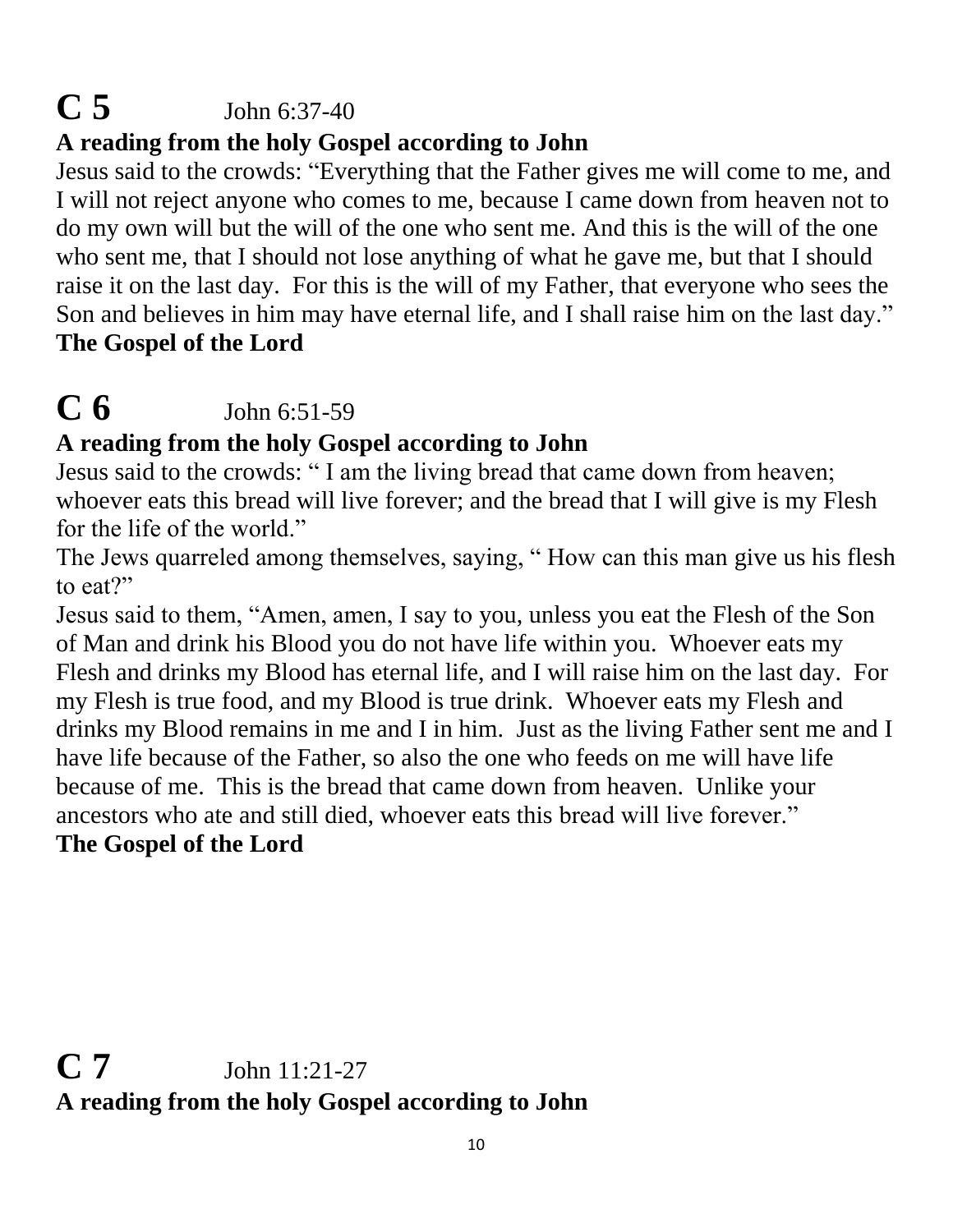# C 5 John 6:37-40

**A reading from the holy Gospel according to John**

Jesus said to the crowds: "Everything that the Father gives me will come to me, and I will not reject anyone who comes to me, because I came down from heaven not to do my own will but the will of the one who sent me. And this is the will of the one who sent me, that I should not lose anything of what he gave me, but that I should raise it on the last day. For this is the will of my Father, that everyone who sees the Son and believes in him may have eternal life, and I shall raise him on the last day."

**The Gospel of the Lord**

# C 6 John 6:51-59

**A reading from the holy Gospel according to John**

Jesus said to the crowds: " I am the living bread that came down from heaven; whoever eats this bread will live forever; and the bread that I will give is my Flesh for the life of the world."

The Jews quarreled among themselves, saying, " How can this man give us his flesh to eat?"

Jesus said to them, "Amen, amen, I say to you, unless you eat the Flesh of the Son of Man and drink his Blood you do not have life within you. Whoever eats my Flesh and drinks my Blood has eternal life, and I will raise him on the last day. For my Flesh is true food, and my Blood is true drink. Whoever eats my Flesh and drinks my Blood remains in me and I in him. Just as the living Father sent me and I have life because of the Father, so also the one who feeds on me will have life because of me. This is the bread that came down from heaven. Unlike your ancestors who ate and still died, whoever eats this bread will live forever."

**The Gospel of the Lord**

# C 7 John 11:21-27

**A reading from the holy Gospel according to John**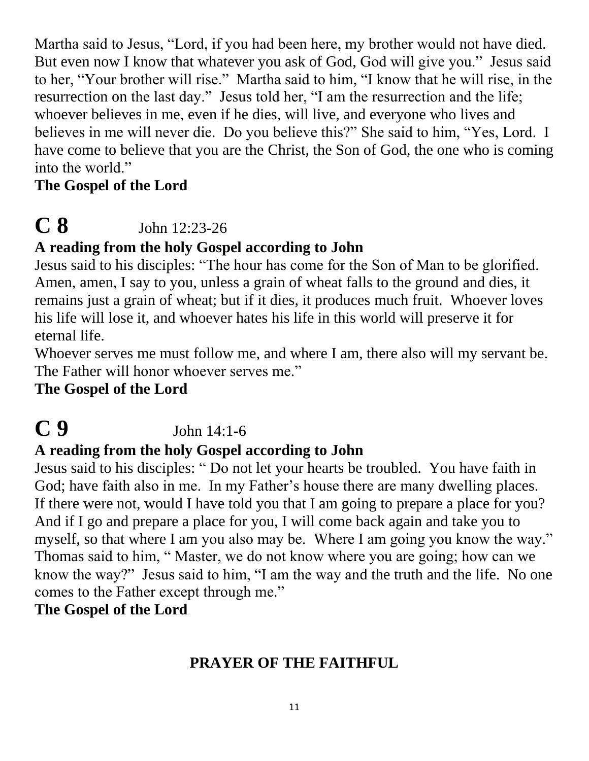Martha said to Jesus, "Lord, if you had been here, my brother would not have died. But even now I know that whatever you ask of God, God will give you." Jesus said to her, "Your brother will rise." Martha said to him, "I know that he will rise, in the resurrection on the last day." Jesus told her, "I am the resurrection and the life; whoever believes in me, even if he dies, will live, and everyone who lives and believes in me will never die. Do you believe this?" She said to him, "Yes, Lord. I have come to believe that you are the Christ, the Son of God, the one who is coming into the world."

**The Gospel of the Lord**

# C 8 John 12:23-26

**A reading from the holy Gospel according to John**

Jesus said to his disciples: "The hour has come for the Son of Man to be glorified. Amen, amen, I say to you, unless a grain of wheat falls to the ground and dies, it remains just a grain of wheat; but if it dies, it produces much fruit. Whoever loves his life will lose it, and whoever hates his life in this world will preserve it for eternal life.

Whoever serves me must follow me, and where I am, there also will my servant be. The Father will honor whoever serves me."

**The Gospel of the Lord**

# C 9 John 14:1-6

**A reading from the holy Gospel according to John**

Jesus said to his disciples: " Do not let your hearts be troubled. You have faith in God; have faith also in me. In my Father's house there are many dwelling places. If there were not, would I have told you that I am going to prepare a place for you? And if I go and prepare a place for you, I will come back again and take you to myself, so that where I am you also may be. Where I am going you know the way." Thomas said to him, " Master, we do not know where you are going; how can we know the way?" Jesus said to him, "I am the way and the truth and the life. No one comes to the Father except through me."

**The Gospel of the Lord**

## PRAYER OF THE FAITHFUL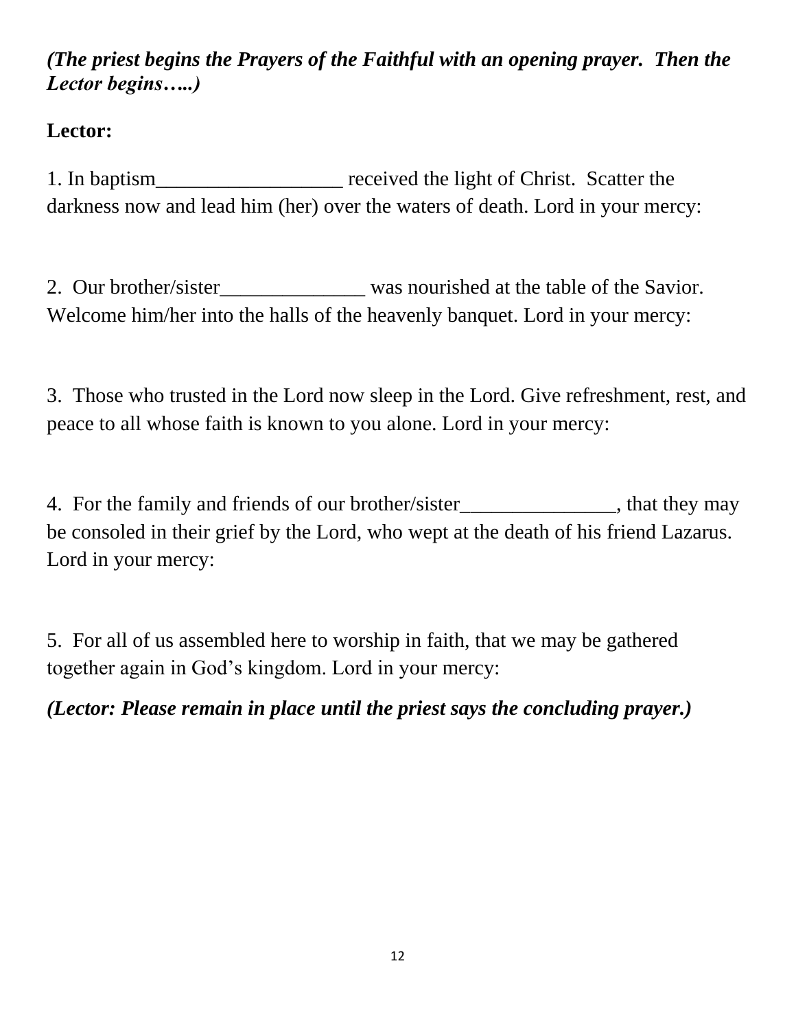***(The priest begins the Prayers of the Faithful with an opening prayer. Then the Lector begins…..)***

**Lector:**

1. In baptism__________________ received the light of Christ. Scatter the darkness now and lead him (her) over the waters of death. Lord in your mercy:

2. Our brother/sister______________ was nourished at the table of the Savior. Welcome him/her into the halls of the heavenly banquet. Lord in your mercy:

3. Those who trusted in the Lord now sleep in the Lord. Give refreshment, rest, and peace to all whose faith is known to you alone. Lord in your mercy:

4. For the family and friends of our brother/sister_______________, that they may be consoled in their grief by the Lord, who wept at the death of his friend Lazarus. Lord in your mercy:

5. For all of us assembled here to worship in faith, that we may be gathered together again in God's kingdom. Lord in your mercy:

***(Lector: Please remain in place until the priest says the concluding prayer.)***